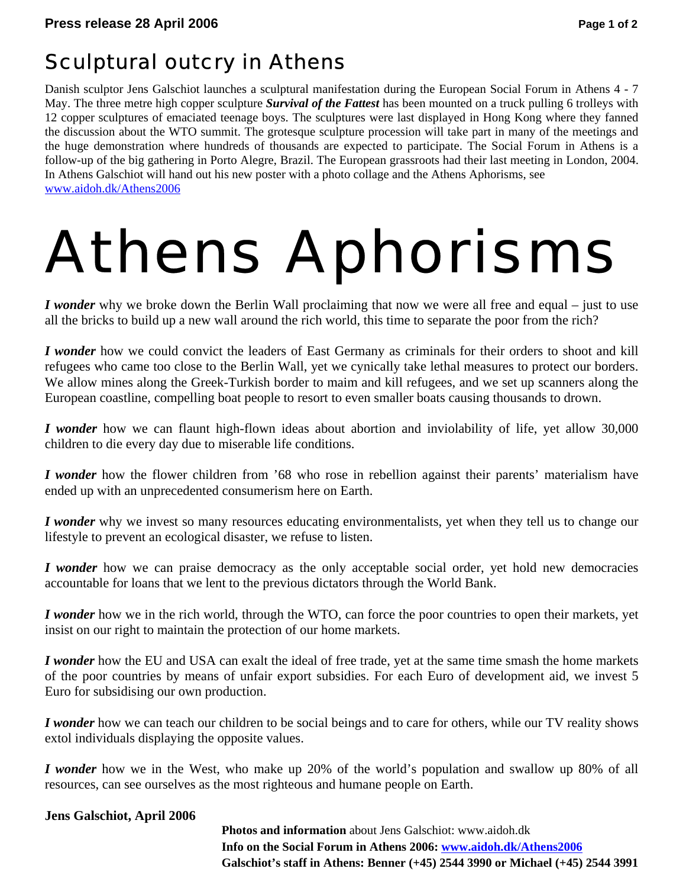**Press release 28 April 2006**

# Sculptural outcry in Athens

Danish sculptor Jens Galschiot launches a sculptural manifestation during the European Social Forum in Athens 4 - 7 May. The three metre high copper sculpture ***Survival of the Fattest*** has been mounted on a truck pulling 6 trolleys with 12 copper sculptures of emaciated teenage boys. The sculptures were last displayed in Hong Kong where they fanned the discussion about the WTO summit. The grotesque sculpture procession will take part in many of the meetings and the huge demonstration where hundreds of thousands are expected to participate. The Social Forum in Athens is a follow-up of the big gathering in Porto Alegre, Brazil. The European grassroots had their last meeting in London, 2004. In Athens Galschiot will hand out his new poster with a photo collage and the Athens Aphorisms, see [www.aidoh.dk/Athens2006](www.aidoh.dk/Athens2006)

# Athens Aphorisms

***I wonder*** why we broke down the Berlin Wall proclaiming that now we were all free and equal – just to use all the bricks to build up a new wall around the rich world, this time to separate the poor from the rich?

***I wonder*** how we could convict the leaders of East Germany as criminals for their orders to shoot and kill refugees who came too close to the Berlin Wall, yet we cynically take lethal measures to protect our borders. We allow mines along the Greek-Turkish border to maim and kill refugees, and we set up scanners along the European coastline, compelling boat people to resort to even smaller boats causing thousands to drown.

***I wonder*** how we can flaunt high-flown ideas about abortion and inviolability of life, yet allow 30,000 children to die every day due to miserable life conditions.

***I wonder*** how the flower children from ’68 who rose in rebellion against their parents’ materialism have ended up with an unprecedented consumerism here on Earth.

***I wonder*** why we invest so many resources educating environmentalists, yet when they tell us to change our lifestyle to prevent an ecological disaster, we refuse to listen.

***I wonder*** how we can praise democracy as the only acceptable social order, yet hold new democracies accountable for loans that we lent to the previous dictators through the World Bank.

***I wonder*** how we in the rich world, through the WTO, can force the poor countries to open their markets, yet insist on our right to maintain the protection of our home markets.

***I wonder*** how the EU and USA can exalt the ideal of free trade, yet at the same time smash the home markets of the poor countries by means of unfair export subsidies. For each Euro of development aid, we invest 5 Euro for subsidising our own production.

***I wonder*** how we can teach our children to be social beings and to care for others, while our TV reality shows extol individuals displaying the opposite values.

***I wonder*** how we in the West, who make up 20% of the world’s population and swallow up 80% of all resources, can see ourselves as the most righteous and humane people on Earth.

**Jens Galschiot, April 2006**

**Photos and information** about Jens Galschiot: www.aidoh.dk
**Info on the Social Forum in Athens 2006: [www.aidoh.dk/Athens2006](www.aidoh.dk/Athens2006)**
**Galschiot’s staff in Athens: Benner (+45) 2544 3990 or Michael (+45) 2544 3991**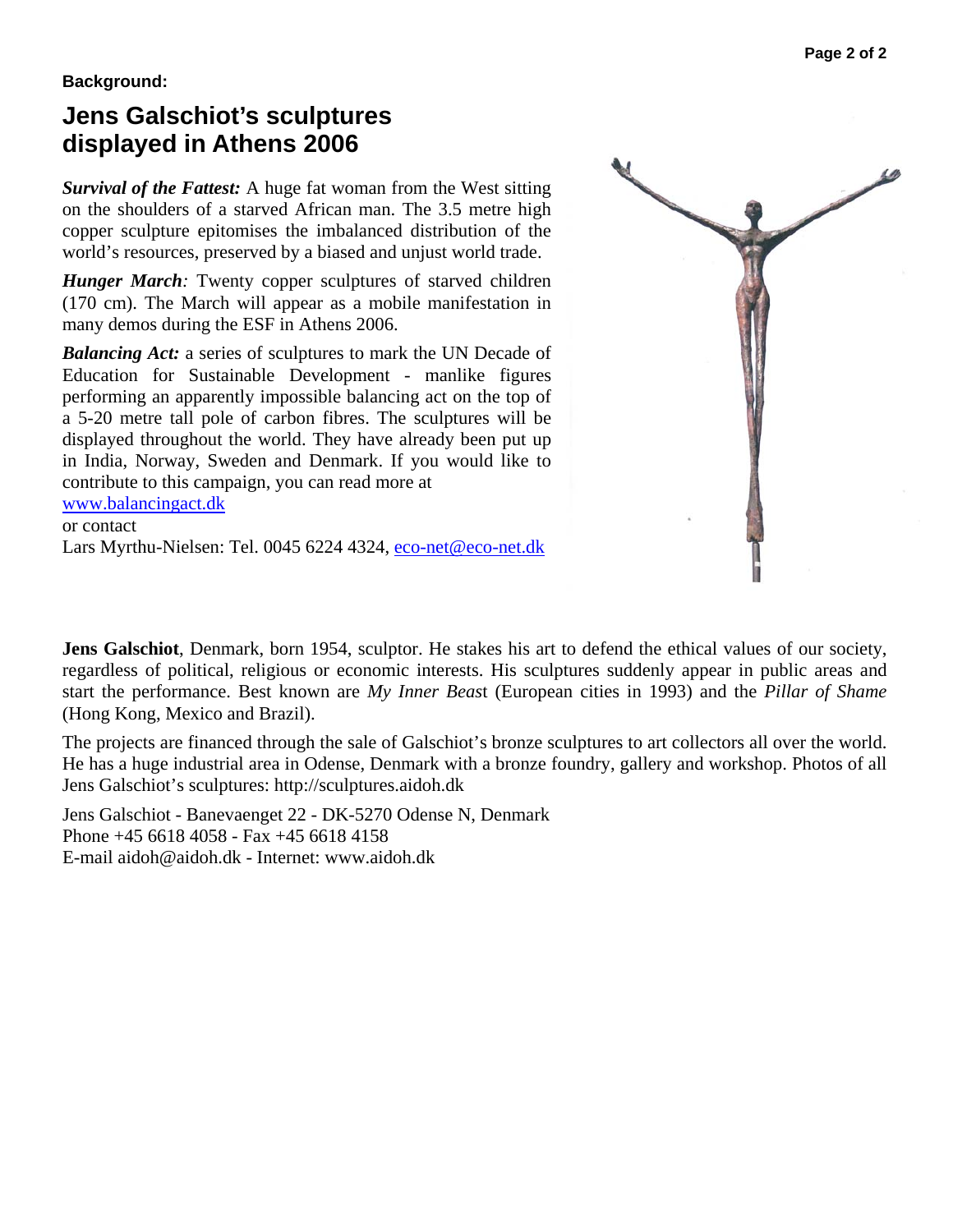**Background:**

## Jens Galschiot's sculptures displayed in Athens 2006

***Survival of the Fattest:*** A huge fat woman from the West sitting on the shoulders of a starved African man. The 3.5 metre high copper sculpture epitomises the imbalanced distribution of the world's resources, preserved by a biased and unjust world trade.

***Hunger March:*** Twenty copper sculptures of starved children (170 cm). The March will appear as a mobile manifestation in many demos during the ESF in Athens 2006.

***Balancing Act:*** a series of sculptures to mark the UN Decade of Education for Sustainable Development - manlike figures performing an apparently impossible balancing act on the top of a 5-20 metre tall pole of carbon fibres. The sculptures will be displayed throughout the world. They have already been put up in India, Norway, Sweden and Denmark. If you would like to contribute to this campaign, you can read more at www.balancingact.dk
or contact
Lars Myrthu-Nielsen: Tel. 0045 6224 4324, eco-net@eco-net.dk

**Jens Galschiot**, Denmark, born 1954, sculptor. He stakes his art to defend the ethical values of our society, regardless of political, religious or economic interests. His sculptures suddenly appear in public areas and start the performance. Best known are *My Inner Beast* (European cities in 1993) and the *Pillar of Shame* (Hong Kong, Mexico and Brazil).

The projects are financed through the sale of Galschiot's bronze sculptures to art collectors all over the world. He has a huge industrial area in Odense, Denmark with a bronze foundry, gallery and workshop. Photos of all Jens Galschiot's sculptures: http://sculptures.aidoh.dk

Jens Galschiot - Banevaenget 22 - DK-5270 Odense N, Denmark
Phone +45 6618 4058 - Fax +45 6618 4158
E-mail aidoh@aidoh.dk - Internet: www.aidoh.dk